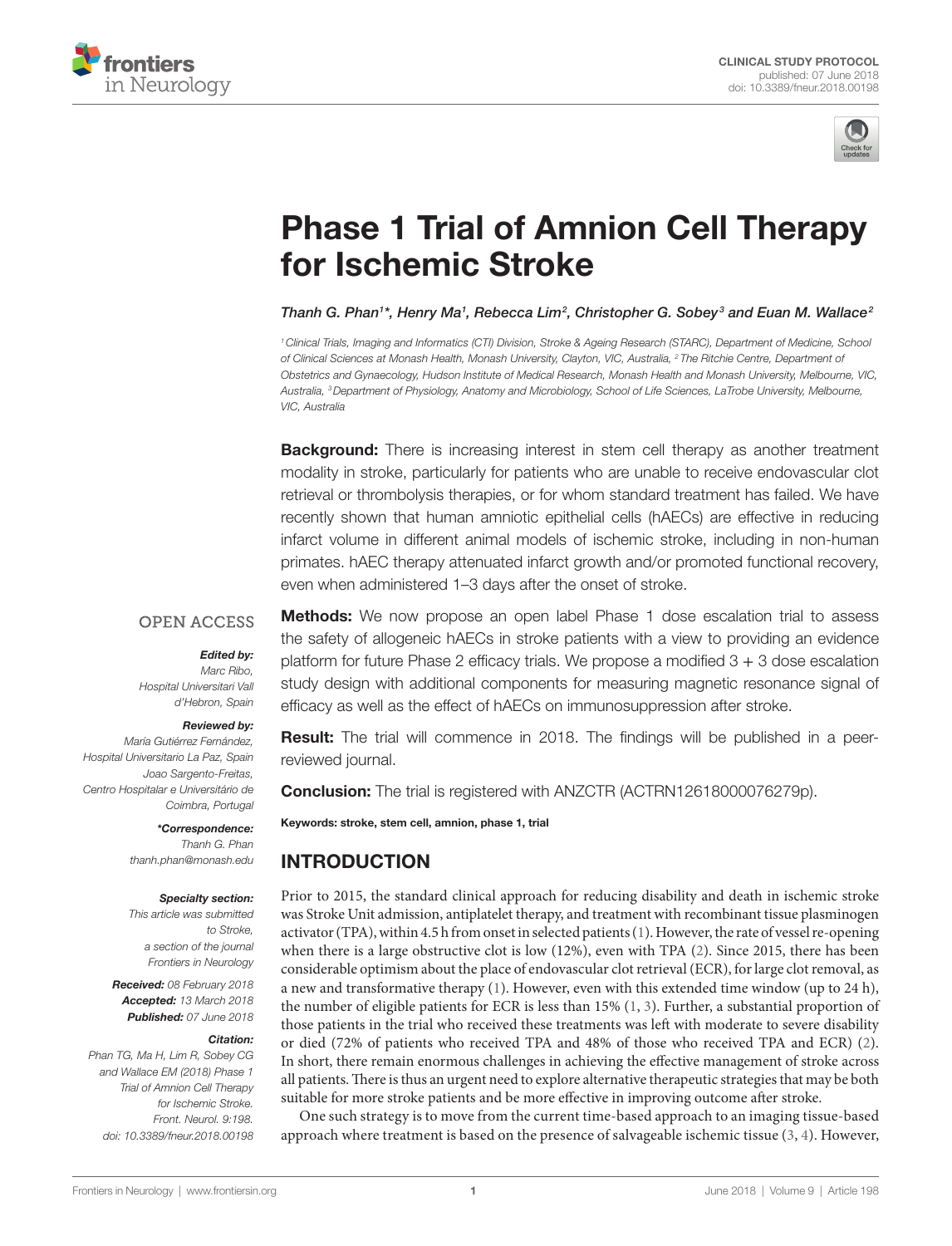CLINICAL STUDY PROTOCOL
published: 07 June 2018
doi: 10.3389/fneur.2018.00198

# Phase 1 Trial of Amnion Cell Therapy for Ischemic Stroke

*Thanh G. Phan[1]\*, Henry Ma[1], Rebecca Lim[2], Christopher G. Sobey[3] and Euan M. Wallace[2]*

[1] Clinical Trials, Imaging and Informatics (CTI) Division, Stroke & Ageing Research (STARC), Department of Medicine, School of Clinical Sciences at Monash Health, Monash University, Clayton, VIC, Australia, [2] The Ritchie Centre, Department of Obstetrics and Gynaecology, Hudson Institute of Medical Research, Monash Health and Monash University, Melbourne, VIC, Australia, [3] Department of Physiology, Anatomy and Microbiology, School of Life Sciences, LaTrobe University, Melbourne, VIC, Australia

OPEN ACCESS

***Edited by:***
*Marc Ribo, Hospital Universitari Vall d'Hebron, Spain*

***Reviewed by:***
*María Gutiérrez Fernández, Hospital Universitario La Paz, Spain*
*Joao Sargento-Freitas, Centro Hospitalar e Universitário de Coimbra, Portugal*

***\*Correspondence:***
*Thanh G. Phan*
*thanh.phan@monash.edu*

***Specialty section:***
*This article was submitted to Stroke, a section of the journal Frontiers in Neurology*

***Received:*** *08 February 2018*
***Accepted:*** *13 March 2018*
***Published:*** *07 June 2018*

***Citation:***
*Phan TG, Ma H, Lim R, Sobey CG and Wallace EM (2018) Phase 1 Trial of Amnion Cell Therapy for Ischemic Stroke. Front. Neurol. 9:198. doi: 10.3389/fneur.2018.00198*

**Background:** There is increasing interest in stem cell therapy as another treatment modality in stroke, particularly for patients who are unable to receive endovascular clot retrieval or thrombolysis therapies, or for whom standard treatment has failed. We have recently shown that human amniotic epithelial cells (hAECs) are effective in reducing infarct volume in different animal models of ischemic stroke, including in non-human primates. hAEC therapy attenuated infarct growth and/or promoted functional recovery, even when administered 1–3 days after the onset of stroke.

**Methods:** We now propose an open label Phase 1 dose escalation trial to assess the safety of allogeneic hAECs in stroke patients with a view to providing an evidence platform for future Phase 2 efficacy trials. We propose a modified 3 + 3 dose escalation study design with additional components for measuring magnetic resonance signal of efficacy as well as the effect of hAECs on immunosuppression after stroke.

**Result:** The trial will commence in 2018. The findings will be published in a peer-reviewed journal.

**Conclusion:** The trial is registered with ANZCTR (ACTRN12618000076279p).

**Keywords: stroke, stem cell, amnion, phase 1, trial**

## INTRODUCTION

Prior to 2015, the standard clinical approach for reducing disability and death in ischemic stroke was Stroke Unit admission, antiplatelet therapy, and treatment with recombinant tissue plasminogen activator (TPA), within 4.5 h from onset in selected patients (1). However, the rate of vessel re-opening when there is a large obstructive clot is low (12%), even with TPA (2). Since 2015, there has been considerable optimism about the place of endovascular clot retrieval (ECR), for large clot removal, as a new and transformative therapy (1). However, even with this extended time window (up to 24 h), the number of eligible patients for ECR is less than 15% (1, 3). Further, a substantial proportion of those patients in the trial who received these treatments was left with moderate to severe disability or died (72% of patients who received TPA and 48% of those who received TPA and ECR) (2). In short, there remain enormous challenges in achieving the effective management of stroke across all patients. There is thus an urgent need to explore alternative therapeutic strategies that may be both suitable for more stroke patients and be more effective in improving outcome after stroke.

One such strategy is to move from the current time-based approach to an imaging tissue-based approach where treatment is based on the presence of salvageable ischemic tissue (3, 4). However,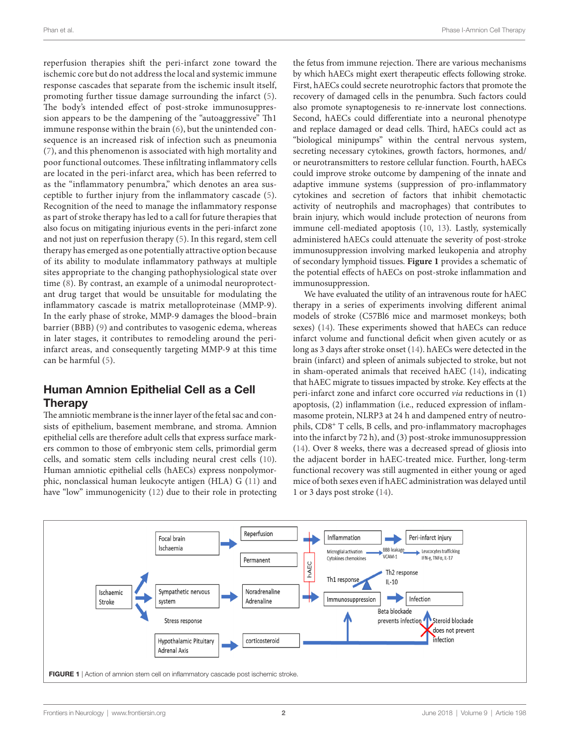reperfusion therapies shift the peri-infarct zone toward the ischemic core but do not address the local and systemic immune response cascades that separate from the ischemic insult itself, promoting further tissue damage surrounding the infarct (5). The body's intended effect of post-stroke immunosuppression appears to be the dampening of the "autoaggressive" Th1 immune response within the brain (6), but the unintended consequence is an increased risk of infection such as pneumonia (7), and this phenomenon is associated with high mortality and poor functional outcomes. These infiltrating inflammatory cells are located in the peri-infarct area, which has been referred to as the "inflammatory penumbra," which denotes an area susceptible to further injury from the inflammatory cascade (5). Recognition of the need to manage the inflammatory response as part of stroke therapy has led to a call for future therapies that also focus on mitigating injurious events in the peri-infarct zone and not just on reperfusion therapy (5). In this regard, stem cell therapy has emerged as one potentially attractive option because of its ability to modulate inflammatory pathways at multiple sites appropriate to the changing pathophysiological state over time (8). By contrast, an example of a unimodal neuroprotectant drug target that would be unsuitable for modulating the inflammatory cascade is matrix metalloproteinase (MMP-9). In the early phase of stroke, MMP-9 damages the blood–brain barrier (BBB) (9) and contributes to vasogenic edema, whereas in later stages, it contributes to remodeling around the peri-infarct areas, and consequently targeting MMP-9 at this time can be harmful (5).

## Human Amnion Epithelial Cell as a Cell Therapy

The amniotic membrane is the inner layer of the fetal sac and consists of epithelium, basement membrane, and stroma. Amnion epithelial cells are therefore adult cells that express surface markers common to those of embryonic stem cells, primordial germ cells, and somatic stem cells including neural crest cells (10). Human amniotic epithelial cells (hAECs) express nonpolymorphic, nonclassical human leukocyte antigen (HLA) G (11) and have "low" immunogenicity (12) due to their role in protecting the fetus from immune rejection. There are various mechanisms by which hAECs might exert therapeutic effects following stroke. First, hAECs could secrete neurotrophic factors that promote the recovery of damaged cells in the penumbra. Such factors could also promote synaptogenesis to re-innervate lost connections. Second, hAECs could differentiate into a neuronal phenotype and replace damaged or dead cells. Third, hAECs could act as "biological minipumps" within the central nervous system, secreting necessary cytokines, growth factors, hormones, and/or neurotransmitters to restore cellular function. Fourth, hAECs could improve stroke outcome by dampening of the innate and adaptive immune systems (suppression of pro-inflammatory cytokines and secretion of factors that inhibit chemotactic activity of neutrophils and macrophages) that contributes to brain injury, which would include protection of neurons from immune cell-mediated apoptosis (10, 13). Lastly, systemically administered hAECs could attenuate the severity of post-stroke immunosuppression involving marked leukopenia and atrophy of secondary lymphoid tissues. **Figure 1** provides a schematic of the potential effects of hAECs on post-stroke inflammation and immunosuppression.

We have evaluated the utility of an intravenous route for hAEC therapy in a series of experiments involving different animal models of stroke (C57Bl6 mice and marmoset monkeys; both sexes) (14). These experiments showed that hAECs can reduce infarct volume and functional deficit when given acutely or as long as 3 days after stroke onset (14). hAECs were detected in the brain (infarct) and spleen of animals subjected to stroke, but not in sham-operated animals that received hAEC (14), indicating that hAEC migrate to tissues impacted by stroke. Key effects at the peri-infarct zone and infarct core occurred *via* reductions in (1) apoptosis, (2) inflammation (i.e., reduced expression of inflammasome protein, NLRP3 at 24 h and dampened entry of neutrophils, CD8$^+$ T cells, B cells, and pro-inflammatory macrophages into the infarct by 72 h), and (3) post-stroke immunosuppression (14). Over 8 weeks, there was a decreased spread of gliosis into the adjacent border in hAEC-treated mice. Further, long-term functional recovery was still augmented in either young or aged mice of both sexes even if hAEC administration was delayed until 1 or 3 days post stroke (14).

**FIGURE 1** | Action of amnion stem cell on inflammatory cascade post ischemic stroke.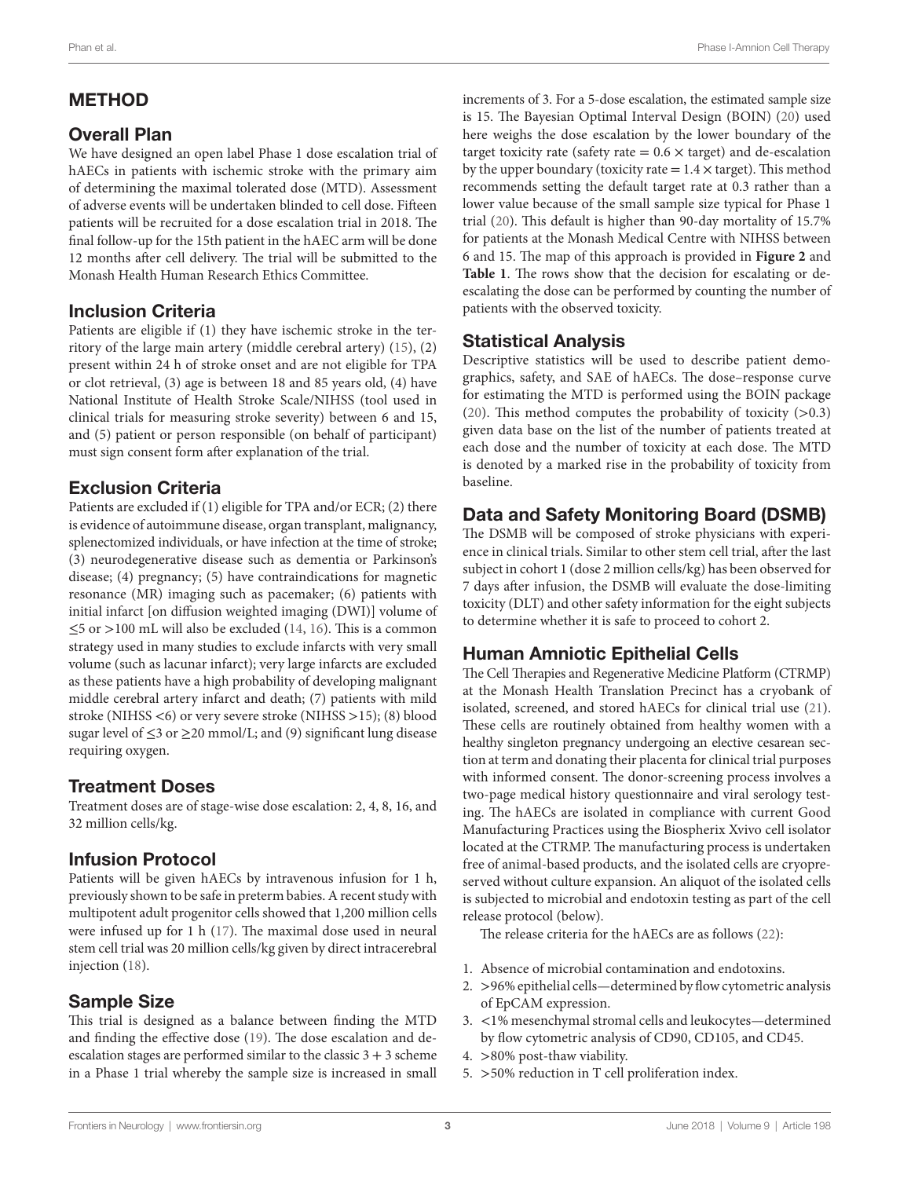## METHOD

### Overall Plan

We have designed an open label Phase 1 dose escalation trial of hAECs in patients with ischemic stroke with the primary aim of determining the maximal tolerated dose (MTD). Assessment of adverse events will be undertaken blinded to cell dose. Fifteen patients will be recruited for a dose escalation trial in 2018. The final follow-up for the 15th patient in the hAEC arm will be done 12 months after cell delivery. The trial will be submitted to the Monash Health Human Research Ethics Committee.

### Inclusion Criteria

Patients are eligible if (1) they have ischemic stroke in the territory of the large main artery (middle cerebral artery) (15), (2) present within 24 h of stroke onset and are not eligible for TPA or clot retrieval, (3) age is between 18 and 85 years old, (4) have National Institute of Health Stroke Scale/NIHSS (tool used in clinical trials for measuring stroke severity) between 6 and 15, and (5) patient or person responsible (on behalf of participant) must sign consent form after explanation of the trial.

### Exclusion Criteria

Patients are excluded if (1) eligible for TPA and/or ECR; (2) there is evidence of autoimmune disease, organ transplant, malignancy, splenectomized individuals, or have infection at the time of stroke; (3) neurodegenerative disease such as dementia or Parkinson's disease; (4) pregnancy; (5) have contraindications for magnetic resonance (MR) imaging such as pacemaker; (6) patients with initial infarct [on diffusion weighted imaging (DWI)] volume of ≤5 or >100 mL will also be excluded (14, 16). This is a common strategy used in many studies to exclude infarcts with very small volume (such as lacunar infarct); very large infarcts are excluded as these patients have a high probability of developing malignant middle cerebral artery infarct and death; (7) patients with mild stroke (NIHSS <6) or very severe stroke (NIHSS >15); (8) blood sugar level of ≤3 or ≥20 mmol/L; and (9) significant lung disease requiring oxygen.

### Treatment Doses

Treatment doses are of stage-wise dose escalation: 2, 4, 8, 16, and 32 million cells/kg.

### Infusion Protocol

Patients will be given hAECs by intravenous infusion for 1 h, previously shown to be safe in preterm babies. A recent study with multipotent adult progenitor cells showed that 1,200 million cells were infused up for 1 h (17). The maximal dose used in neural stem cell trial was 20 million cells/kg given by direct intracerebral injection (18).

### Sample Size

This trial is designed as a balance between finding the MTD and finding the effective dose (19). The dose escalation and de-escalation stages are performed similar to the classic 3 + 3 scheme in a Phase 1 trial whereby the sample size is increased in small increments of 3. For a 5-dose escalation, the estimated sample size is 15. The Bayesian Optimal Interval Design (BOIN) (20) used here weighs the dose escalation by the lower boundary of the target toxicity rate (safety rate = 0.6 × target) and de-escalation by the upper boundary (toxicity rate = 1.4 × target). This method recommends setting the default target rate at 0.3 rather than a lower value because of the small sample size typical for Phase 1 trial (20). This default is higher than 90-day mortality of 15.7% for patients at the Monash Medical Centre with NIHSS between 6 and 15. The map of this approach is provided in **Figure 2** and **Table 1**. The rows show that the decision for escalating or de-escalating the dose can be performed by counting the number of patients with the observed toxicity.

### Statistical Analysis

Descriptive statistics will be used to describe patient demographics, safety, and SAE of hAECs. The dose–response curve for estimating the MTD is performed using the BOIN package (20). This method computes the probability of toxicity (>0.3) given data base on the list of the number of patients treated at each dose and the number of toxicity at each dose. The MTD is denoted by a marked rise in the probability of toxicity from baseline.

### Data and Safety Monitoring Board (DSMB)

The DSMB will be composed of stroke physicians with experience in clinical trials. Similar to other stem cell trial, after the last subject in cohort 1 (dose 2 million cells/kg) has been observed for 7 days after infusion, the DSMB will evaluate the dose-limiting toxicity (DLT) and other safety information for the eight subjects to determine whether it is safe to proceed to cohort 2.

### Human Amniotic Epithelial Cells

The Cell Therapies and Regenerative Medicine Platform (CTRMP) at the Monash Health Translation Precinct has a cryobank of isolated, screened, and stored hAECs for clinical trial use (21). These cells are routinely obtained from healthy women with a healthy singleton pregnancy undergoing an elective cesarean section at term and donating their placenta for clinical trial purposes with informed consent. The donor-screening process involves a two-page medical history questionnaire and viral serology testing. The hAECs are isolated in compliance with current Good Manufacturing Practices using the Biospherix Xvivo cell isolator located at the CTRMP. The manufacturing process is undertaken free of animal-based products, and the isolated cells are cryopreserved without culture expansion. An aliquot of the isolated cells is subjected to microbial and endotoxin testing as part of the cell release protocol (below).

The release criteria for the hAECs are as follows (22):

1. Absence of microbial contamination and endotoxins.
2. >96% epithelial cells—determined by flow cytometric analysis of EpCAM expression.
3. <1% mesenchymal stromal cells and leukocytes—determined by flow cytometric analysis of CD90, CD105, and CD45.
4. >80% post-thaw viability.
5. >50% reduction in T cell proliferation index.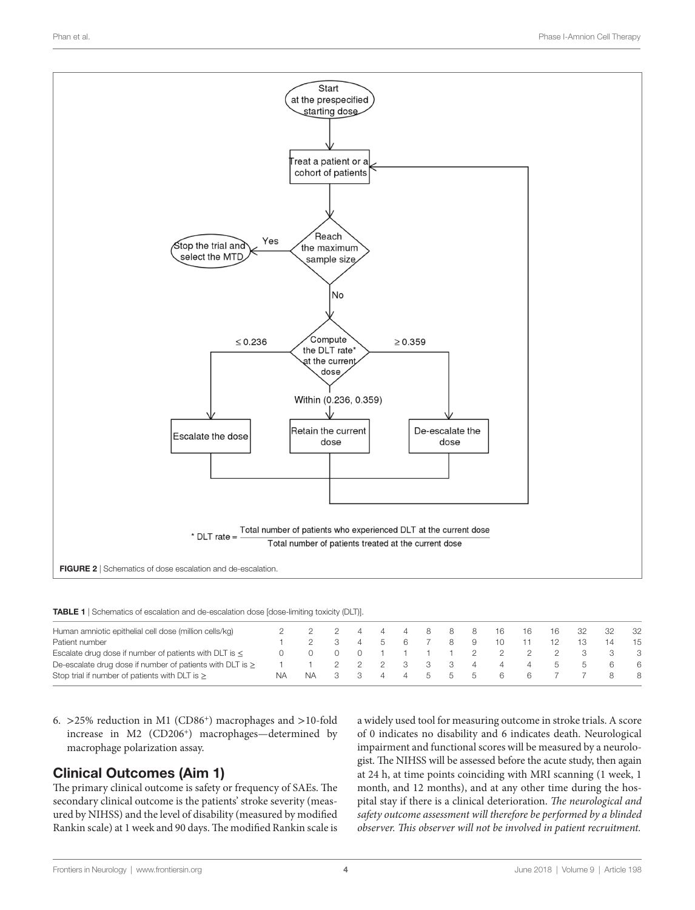FIGURE 2 | Schematics of dose escalation and de-escalation.

**TABLE 1** | Schematics of escalation and de-escalation dose [dose-limiting toxicity (DLT)].

| Human amniotic epithelial cell dose (million cells/kg) | 2 | 2 | 2 | 4 | 4 | 4 | 8 | 8 | 8 | 16 | 16 | 16 | 32 | 32 | 32 |
|---|---|---|---|---|---|---|---|---|---|---|---|---|---|---|---|
| Patient number | 1 | 2 | 3 | 4 | 5 | 6 | 7 | 8 | 9 | 10 | 11 | 12 | 13 | 14 | 15 |
| Escalate drug dose if number of patients with DLT is ≤ | 0 | 0 | 0 | 0 | 1 | 1 | 1 | 1 | 2 | 2 | 2 | 2 | 3 | 3 | 3 |
| De-escalate drug dose if number of patients with DLT is ≥ | 1 | 1 | 2 | 2 | 2 | 3 | 3 | 3 | 4 | 4 | 4 | 5 | 5 | 6 | 6 |
| Stop trial if number of patients with DLT is ≥ | NA | NA | 3 | 3 | 4 | 4 | 5 | 5 | 5 | 6 | 6 | 7 | 7 | 8 | 8 |

6. >25% reduction in M1 ($CD86^+$) macrophages and >10-fold increase in M2 ($CD206^+$) macrophages—determined by macrophage polarization assay.

## Clinical Outcomes (Aim 1)

The primary clinical outcome is safety or frequency of SAEs. The secondary clinical outcome is the patients' stroke severity (measured by NIHSS) and the level of disability (measured by modified Rankin scale) at 1 week and 90 days. The modified Rankin scale is a widely used tool for measuring outcome in stroke trials. A score of 0 indicates no disability and 6 indicates death. Neurological impairment and functional scores will be measured by a neurologist. The NIHSS will be assessed before the acute study, then again at 24 h, at time points coinciding with MRI scanning (1 week, 1 month, and 12 months), and at any other time during the hospital stay if there is a clinical deterioration. *The neurological and safety outcome assessment will therefore be performed by a blinded observer. This observer will not be involved in patient recruitment.*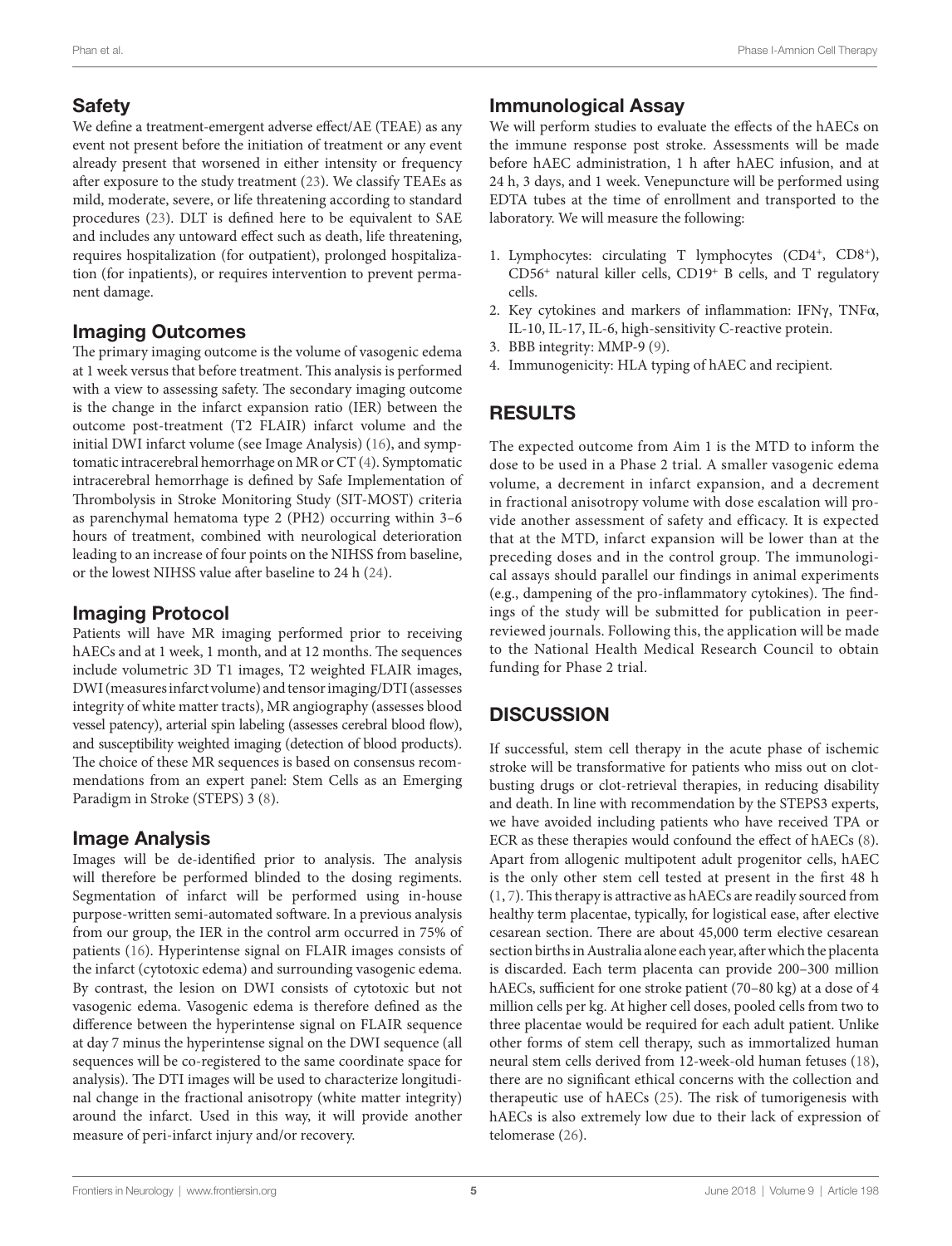## Safety

We define a treatment-emergent adverse effect/AE (TEAE) as any event not present before the initiation of treatment or any event already present that worsened in either intensity or frequency after exposure to the study treatment (23). We classify TEAEs as mild, moderate, severe, or life threatening according to standard procedures (23). DLT is defined here to be equivalent to SAE and includes any untoward effect such as death, life threatening, requires hospitalization (for outpatient), prolonged hospitalization (for inpatients), or requires intervention to prevent permanent damage.

## Imaging Outcomes

The primary imaging outcome is the volume of vasogenic edema at 1 week versus that before treatment. This analysis is performed with a view to assessing safety. The secondary imaging outcome is the change in the infarct expansion ratio (IER) between the outcome post-treatment (T2 FLAIR) infarct volume and the initial DWI infarct volume (see Image Analysis) (16), and symptomatic intracerebral hemorrhage on MR or CT (4). Symptomatic intracerebral hemorrhage is defined by Safe Implementation of Thrombolysis in Stroke Monitoring Study (SIT-MOST) criteria as parenchymal hematoma type 2 (PH2) occurring within 3–6 hours of treatment, combined with neurological deterioration leading to an increase of four points on the NIHSS from baseline, or the lowest NIHSS value after baseline to 24 h (24).

## Imaging Protocol

Patients will have MR imaging performed prior to receiving hAECs and at 1 week, 1 month, and at 12 months. The sequences include volumetric 3D T1 images, T2 weighted FLAIR images, DWI (measures infarct volume) and tensor imaging/DTI (assesses integrity of white matter tracts), MR angiography (assesses blood vessel patency), arterial spin labeling (assesses cerebral blood flow), and susceptibility weighted imaging (detection of blood products). The choice of these MR sequences is based on consensus recommendations from an expert panel: Stem Cells as an Emerging Paradigm in Stroke (STEPS) 3 (8).

## Image Analysis

Images will be de-identified prior to analysis. The analysis will therefore be performed blinded to the dosing regiments. Segmentation of infarct will be performed using in-house purpose-written semi-automated software. In a previous analysis from our group, the IER in the control arm occurred in 75% of patients (16). Hyperintense signal on FLAIR images consists of the infarct (cytotoxic edema) and surrounding vasogenic edema. By contrast, the lesion on DWI consists of cytotoxic but not vasogenic edema. Vasogenic edema is therefore defined as the difference between the hyperintense signal on FLAIR sequence at day 7 minus the hyperintense signal on the DWI sequence (all sequences will be co-registered to the same coordinate space for analysis). The DTI images will be used to characterize longitudinal change in the fractional anisotropy (white matter integrity) around the infarct. Used in this way, it will provide another measure of peri-infarct injury and/or recovery.

## Immunological Assay

We will perform studies to evaluate the effects of the hAECs on the immune response post stroke. Assessments will be made before hAEC administration, 1 h after hAEC infusion, and at 24 h, 3 days, and 1 week. Venepuncture will be performed using EDTA tubes at the time of enrollment and transported to the laboratory. We will measure the following:

1. Lymphocytes: circulating T lymphocytes ($CD4^+$, $CD8^+$), $CD56^+$ natural killer cells, $CD19^+$ B cells, and T regulatory cells.
2. Key cytokines and markers of inflammation: IFNγ, TNFα, IL-10, IL-17, IL-6, high-sensitivity C-reactive protein.
3. BBB integrity: MMP-9 (9).
4. Immunogenicity: HLA typing of hAEC and recipient.

# RESULTS

The expected outcome from Aim 1 is the MTD to inform the dose to be used in a Phase 2 trial. A smaller vasogenic edema volume, a decrement in infarct expansion, and a decrement in fractional anisotropy volume with dose escalation will provide another assessment of safety and efficacy. It is expected that at the MTD, infarct expansion will be lower than at the preceding doses and in the control group. The immunological assays should parallel our findings in animal experiments (e.g., dampening of the pro-inflammatory cytokines). The findings of the study will be submitted for publication in peer-reviewed journals. Following this, the application will be made to the National Health Medical Research Council to obtain funding for Phase 2 trial.

# DISCUSSION

If successful, stem cell therapy in the acute phase of ischemic stroke will be transformative for patients who miss out on clot-busting drugs or clot-retrieval therapies, in reducing disability and death. In line with recommendation by the STEPS3 experts, we have avoided including patients who have received TPA or ECR as these therapies would confound the effect of hAECs (8). Apart from allogenic multipotent adult progenitor cells, hAEC is the only other stem cell tested at present in the first 48 h (1, 7). This therapy is attractive as hAECs are readily sourced from healthy term placentae, typically, for logistical ease, after elective cesarean section. There are about 45,000 term elective cesarean section births in Australia alone each year, after which the placenta is discarded. Each term placenta can provide 200–300 million hAECs, sufficient for one stroke patient (70–80 kg) at a dose of 4 million cells per kg. At higher cell doses, pooled cells from two to three placentae would be required for each adult patient. Unlike other forms of stem cell therapy, such as immortalized human neural stem cells derived from 12-week-old human fetuses (18), there are no significant ethical concerns with the collection and therapeutic use of hAECs (25). The risk of tumorigenesis with hAECs is also extremely low due to their lack of expression of telomerase (26).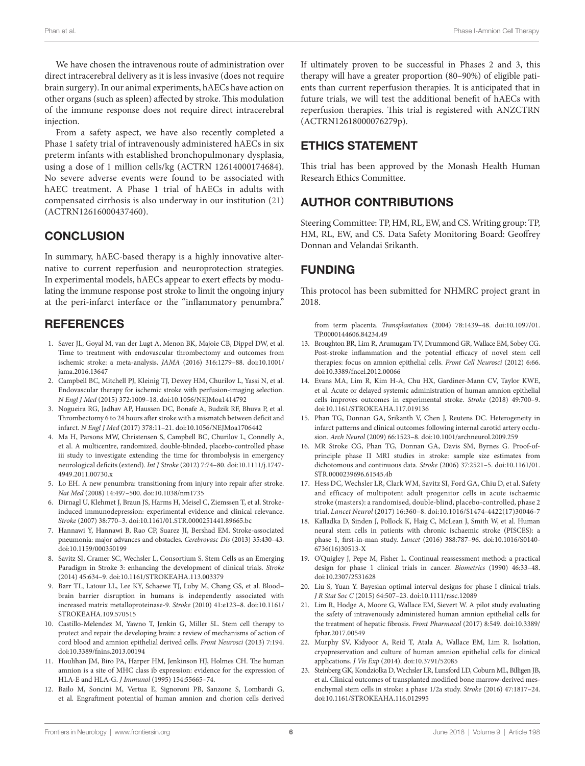We have chosen the intravenous route of administration over direct intracerebral delivery as it is less invasive (does not require brain surgery). In our animal experiments, hAECs have action on other organs (such as spleen) affected by stroke. This modulation of the immune response does not require direct intracerebral injection.

From a safety aspect, we have also recently completed a Phase 1 safety trial of intravenously administered hAECs in six preterm infants with established bronchopulmonary dysplasia, using a dose of 1 million cells/kg (ACTRN 12614000174684). No severe adverse events were found to be associated with hAEC treatment. A Phase 1 trial of hAECs in adults with compensated cirrhosis is also underway in our institution (21) (ACTRN12616000437460).

## CONCLUSION

In summary, hAEC-based therapy is a highly innovative alternative to current reperfusion and neuroprotection strategies. In experimental models, hAECs appear to exert effects by modulating the immune response post stroke to limit the ongoing injury at the peri-infarct interface or the "inflammatory penumbra." If ultimately proven to be successful in Phases 2 and 3, this therapy will have a greater proportion (80–90%) of eligible patients than current reperfusion therapies. It is anticipated that in future trials, we will test the additional benefit of hAECs with reperfusion therapies. This trial is registered with ANZCTRN (ACTRN12618000076279p).

## ETHICS STATEMENT

This trial has been approved by the Monash Health Human Research Ethics Committee.

## AUTHOR CONTRIBUTIONS

Steering Committee: TP, HM, RL, EW, and CS. Writing group: TP, HM, RL, EW, and CS. Data Safety Monitoring Board: Geoffrey Donnan and Velandai Srikanth.

## FUNDING

This protocol has been submitted for NHMRC project grant in 2018.

## REFERENCES

1. Saver JL, Goyal M, van der Lugt A, Menon BK, Majoie CB, Dippel DW, et al. Time to treatment with endovascular thrombectomy and outcomes from ischemic stroke: a meta-analysis. *JAMA* (2016) 316:1279–88. doi:10.1001/jama.2016.13647
2. Campbell BC, Mitchell PJ, Kleinig TJ, Dewey HM, Churilov L, Yassi N, et al. Endovascular therapy for ischemic stroke with perfusion-imaging selection. *N Engl J Med* (2015) 372:1009–18. doi:10.1056/NEJMoa1414792
3. Nogueira RG, Jadhav AP, Haussen DC, Bonafe A, Budzik RF, Bhuva P, et al. Thrombectomy 6 to 24 hours after stroke with a mismatch between deficit and infarct. *N Engl J Med* (2017) 378:11–21. doi:10.1056/NEJMoa1706442
4. Ma H, Parsons MW, Christensen S, Campbell BC, Churilov L, Connelly A, et al. A multicentre, randomized, double-blinded, placebo-controlled phase iii study to investigate extending the time for thrombolysis in emergency neurological deficits (extend). *Int J Stroke* (2012) 7:74–80. doi:10.1111/j.1747-4949.2011.00730.x
5. Lo EH. A new penumbra: transitioning from injury into repair after stroke. *Nat Med* (2008) 14:497–500. doi:10.1038/nm1735
6. Dirnagl U, Klehmet J, Braun JS, Harms H, Meisel C, Ziemssen T, et al. Stroke-induced immunodepression: experimental evidence and clinical relevance. *Stroke* (2007) 38:770–3. doi:10.1161/01.STR.0000251441.89665.bc
7. Hannawi Y, Hannawi B, Rao CP, Suarez JI, Bershad EM. Stroke-associated pneumonia: major advances and obstacles. *Cerebrovasc Dis* (2013) 35:430–43. doi:10.1159/000350199
8. Savitz SI, Cramer SC, Wechsler L, Consortium S. Stem Cells as an Emerging Paradigm in Stroke 3: enhancing the development of clinical trials. *Stroke* (2014) 45:634–9. doi:10.1161/STROKEAHA.113.003379
9. Barr TL, Latour LL, Lee KY, Schaewe TJ, Luby M, Chang GS, et al. Blood–brain barrier disruption in humans is independently associated with increased matrix metalloproteinase-9. *Stroke* (2010) 41:e123–8. doi:10.1161/STROKEAHA.109.570515
10. Castillo-Melendez M, Yawno T, Jenkin G, Miller SL. Stem cell therapy to protect and repair the developing brain: a review of mechanisms of action of cord blood and amnion epithelial derived cells. *Front Neurosci* (2013) 7:194. doi:10.3389/fnins.2013.00194
11. Houlihan JM, Biro PA, Harper HM, Jenkinson HJ, Holmes CH. The human amnion is a site of MHC class ib expression: evidence for the expression of HLA-E and HLA-G. *J Immunol* (1995) 154:55665–74.
12. Bailo M, Soncini M, Vertua E, Signoroni PB, Sanzone S, Lombardi G, et al. Engraftment potential of human amnion and chorion cells derived from term placenta. *Transplantation* (2004) 78:1439–48. doi:10.1097/01.TP.0000144606.84234.49
13. Broughton BR, Lim R, Arumugam TV, Drummond GR, Wallace EM, Sobey CG. Post-stroke inflammation and the potential efficacy of novel stem cell therapies: focus on amnion epithelial cells. *Front Cell Neurosci* (2012) 6:66. doi:10.3389/fncel.2012.00066
14. Evans MA, Lim R, Kim H-A, Chu HX, Gardiner-Mann CV, Taylor KWE, et al. Acute or delayed systemic administration of human amnion epithelial cells improves outcomes in experimental stroke. *Stroke* (2018) 49:700–9. doi:10.1161/STROKEAHA.117.019136
15. Phan TG, Donnan GA, Srikanth V, Chen J, Reutens DC. Heterogeneity in infarct patterns and clinical outcomes following internal carotid artery occlusion. *Arch Neurol* (2009) 66:1523–8. doi:10.1001/archneurol.2009.259
16. MR Stroke CG, Phan TG, Donnan GA, Davis SM, Byrnes G. Proof-of-principle phase II MRI studies in stroke: sample size estimates from dichotomous and continuous data. *Stroke* (2006) 37:2521–5. doi:10.1161/01.STR.0000239696.61545.4b
17. Hess DC, Wechsler LR, Clark WM, Savitz SI, Ford GA, Chiu D, et al. Safety and efficacy of multipotent adult progenitor cells in acute ischaemic stroke (masters): a randomised, double-blind, placebo-controlled, phase 2 trial. *Lancet Neurol* (2017) 16:360–8. doi:10.1016/S1474-4422(17)30046-7
18. Kalladka D, Sinden J, Pollock K, Haig C, McLean J, Smith W, et al. Human neural stem cells in patients with chronic ischaemic stroke (PISCES): a phase 1, first-in-man study. *Lancet* (2016) 388:787–96. doi:10.1016/S0140-6736(16)30513-X
19. O'Quigley J, Pepe M, Fisher L. Continual reassessment method: a practical design for phase 1 clinical trials in cancer. *Biometrics* (1990) 46:33–48. doi:10.2307/2531628
20. Liu S, Yuan Y. Bayesian optimal interval designs for phase I clinical trials. *J R Stat Soc C* (2015) 64:507–23. doi:10.1111/rssc.12089
21. Lim R, Hodge A, Moore G, Wallace EM, Sievert W. A pilot study evaluating the safety of intravenously administered human amnion epithelial cells for the treatment of hepatic fibrosis. *Front Pharmacol* (2017) 8:549. doi:10.3389/fphar.2017.00549
22. Murphy SV, Kidyoor A, Reid T, Atala A, Wallace EM, Lim R. Isolation, cryopreservation and culture of human amnion epithelial cells for clinical applications. *J Vis Exp* (2014). doi:10.3791/52085
23. Steinberg GK, Kondziolka D, Wechsler LR, Lunsford LD, Coburn ML, Billigen JB, et al. Clinical outcomes of transplanted modified bone marrow-derived mesenchymal stem cells in stroke: a phase 1/2a study. *Stroke* (2016) 47:1817–24. doi:10.1161/STROKEAHA.116.012995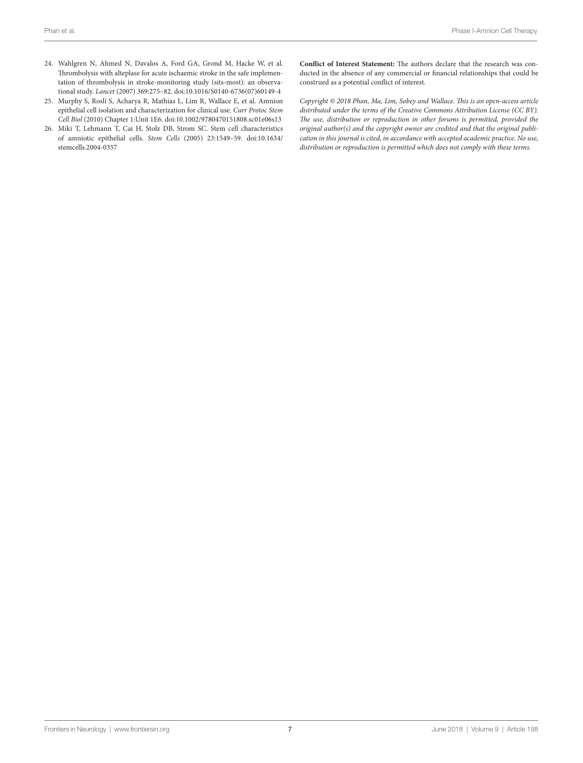24. Wahlgren N, Ahmed N, Davalos A, Ford GA, Grond M, Hacke W, et al. Thrombolysis with alteplase for acute ischaemic stroke in the safe implementation of thrombolysis in stroke-monitoring study (sits-most): an observational study. *Lancet* (2007) 369:275–82. doi:10.1016/S0140-6736(07)60149-4
25. Murphy S, Rosli S, Acharya R, Mathias L, Lim R, Wallace E, et al. Amnion epithelial cell isolation and characterization for clinical use. *Curr Protoc Stem Cell Biol* (2010) Chapter 1:Unit 1E6. doi:10.1002/9780470151808.sc01e06s13
26. Miki T, Lehmann T, Cai H, Stolz DB, Strom SC. Stem cell characteristics of amniotic epithelial cells. *Stem Cells* (2005) 23:1549–59. doi:10.1634/stemcells.2004-0357

**Conflict of Interest Statement:** The authors declare that the research was conducted in the absence of any commercial or financial relationships that could be construed as a potential conflict of interest.

*Copyright © 2018 Phan, Ma, Lim, Sobey and Wallace. This is an open-access article distributed under the terms of the Creative Commons Attribution License (CC BY). The use, distribution or reproduction in other forums is permitted, provided the original author(s) and the copyright owner are credited and that the original publication in this journal is cited, in accordance with accepted academic practice. No use, distribution or reproduction is permitted which does not comply with these terms.*